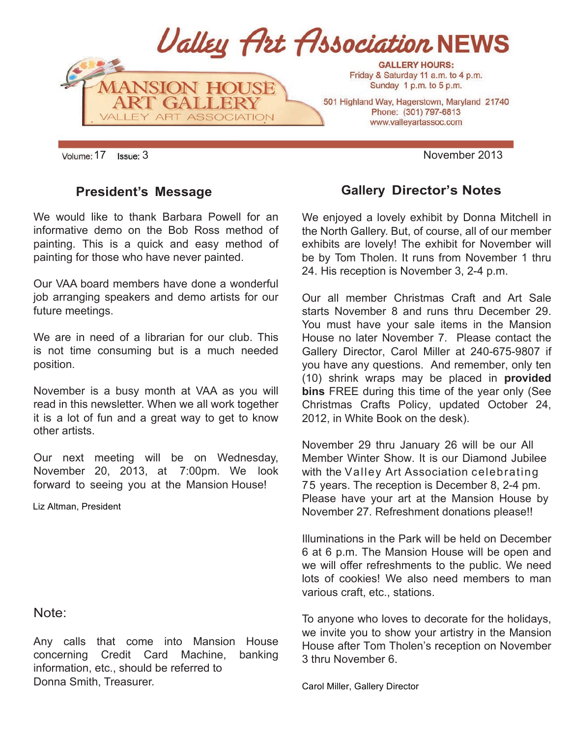# Valley Art Association NEWS

MANSION HOUSE ART GALLERY
VALLEY ART ASSOCIATION

**GALLERY HOURS:**
Friday & Saturday 11 a.m. to 4 p.m.
Sunday 1 p.m. to 5 p.m.

501 Highland Way, Hagerstown, Maryland 21740
Phone: (301) 797-6813
www.valleyartassoc.com

Volume: 17 Issue: 3

November 2013

## President's Message

We would like to thank Barbara Powell for an informative demo on the Bob Ross method of painting. This is a quick and easy method of painting for those who have never painted.

Our VAA board members have done a wonderful job arranging speakers and demo artists for our future meetings.

We are in need of a librarian for our club. This is not time consuming but is a much needed position.

November is a busy month at VAA as you will read in this newsletter. When we all work together it is a lot of fun and a great way to get to know other artists.

Our next meeting will be on Wednesday, November 20, 2013, at 7:00pm. We look forward to seeing you at the Mansion House!

Liz Altman, President

Note:

Any calls that come into Mansion House concerning Credit Card Machine, banking information, etc., should be referred to Donna Smith, Treasurer.

## Gallery Director's Notes

We enjoyed a lovely exhibit by Donna Mitchell in the North Gallery. But, of course, all of our member exhibits are lovely! The exhibit for November will be by Tom Tholen. It runs from November 1 thru 24. His reception is November 3, 2-4 p.m.

Our all member Christmas Craft and Art Sale starts November 8 and runs thru December 29. You must have your sale items in the Mansion House no later November 7. Please contact the Gallery Director, Carol Miller at 240-675-9807 if you have any questions. And remember, only ten (10) shrink wraps may be placed in **provided bins** FREE during this time of the year only (See Christmas Crafts Policy, updated October 24, 2012, in White Book on the desk).

November 29 thru January 26 will be our All Member Winter Show. It is our Diamond Jubilee with the Valley Art Association celebrating 75 years. The reception is December 8, 2-4 pm. Please have your art at the Mansion House by November 27. Refreshment donations please!!

Illuminations in the Park will be held on December 6 at 6 p.m. The Mansion House will be open and we will offer refreshments to the public. We need lots of cookies! We also need members to man various craft, etc., stations.

To anyone who loves to decorate for the holidays, we invite you to show your artistry in the Mansion House after Tom Tholen's reception on November 3 thru November 6.

Carol Miller, Gallery Director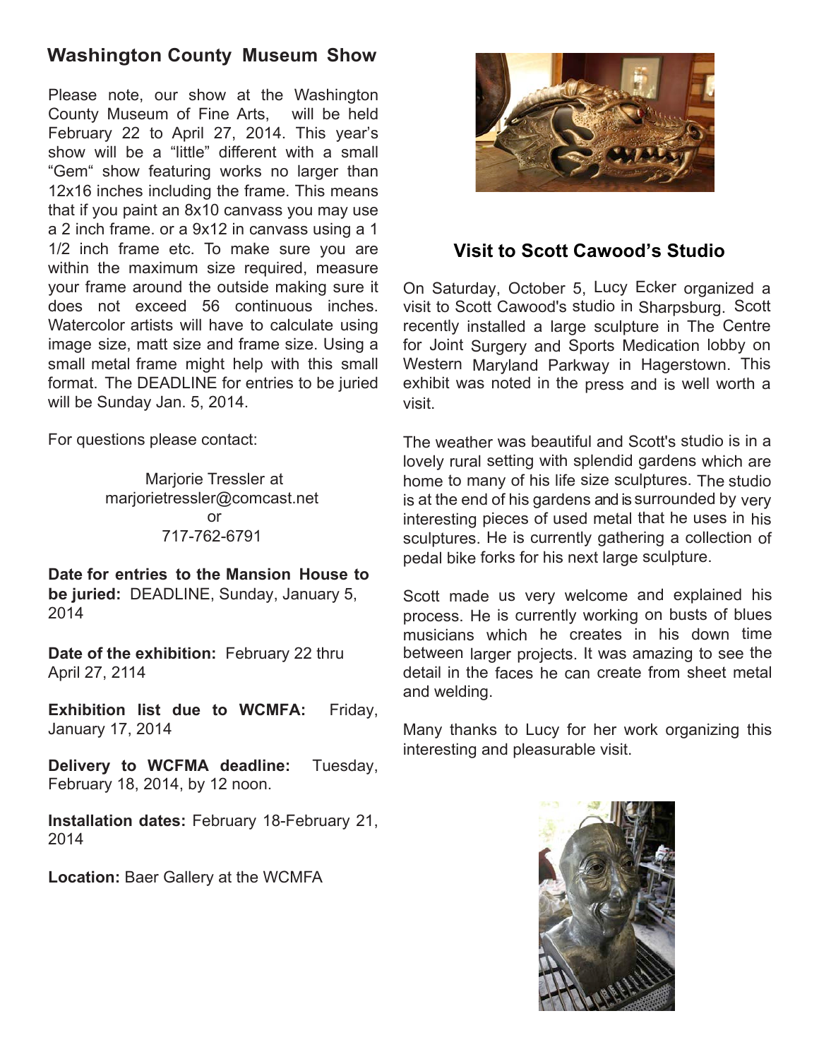## Washington County Museum Show

Please note, our show at the Washington County Museum of Fine Arts, will be held February 22 to April 27, 2014. This year's show will be a "little" different with a small "Gem" show featuring works no larger than 12x16 inches including the frame. This means that if you paint an 8x10 canvass you may use a 2 inch frame. or a 9x12 in canvass using a 1 1/2 inch frame etc. To make sure you are within the maximum size required, measure your frame around the outside making sure it does not exceed 56 continuous inches. Watercolor artists will have to calculate using image size, matt size and frame size. Using a small metal frame might help with this small format. The DEADLINE for entries to be juried will be Sunday Jan. 5, 2014.

For questions please contact:

Marjorie Tressler at
marjorietressler@comcast.net
or
717-762-6791

**Date for entries to the Mansion House to be juried:** DEADLINE, Sunday, January 5, 2014

**Date of the exhibition:** February 22 thru April 27, 2114

**Exhibition list due to WCMFA:** Friday, January 17, 2014

**Delivery to WCFMA deadline:** Tuesday, February 18, 2014, by 12 noon.

**Installation dates:** February 18-February 21, 2014

**Location:** Baer Gallery at the WCMFA

## Visit to Scott Cawood's Studio

On Saturday, October 5, Lucy Ecker organized a visit to Scott Cawood's studio in Sharpsburg. Scott recently installed a large sculpture in The Centre for Joint Surgery and Sports Medication lobby on Western Maryland Parkway in Hagerstown. This exhibit was noted in the press and is well worth a visit.

The weather was beautiful and Scott's studio is in a lovely rural setting with splendid gardens which are home to many of his life size sculptures. The studio is at the end of his gardens and is surrounded by very interesting pieces of used metal that he uses in his sculptures. He is currently gathering a collection of pedal bike forks for his next large sculpture.

Scott made us very welcome and explained his process. He is currently working on busts of blues musicians which he creates in his down time between larger projects. It was amazing to see the detail in the faces he can create from sheet metal and welding.

Many thanks to Lucy for her work organizing this interesting and pleasurable visit.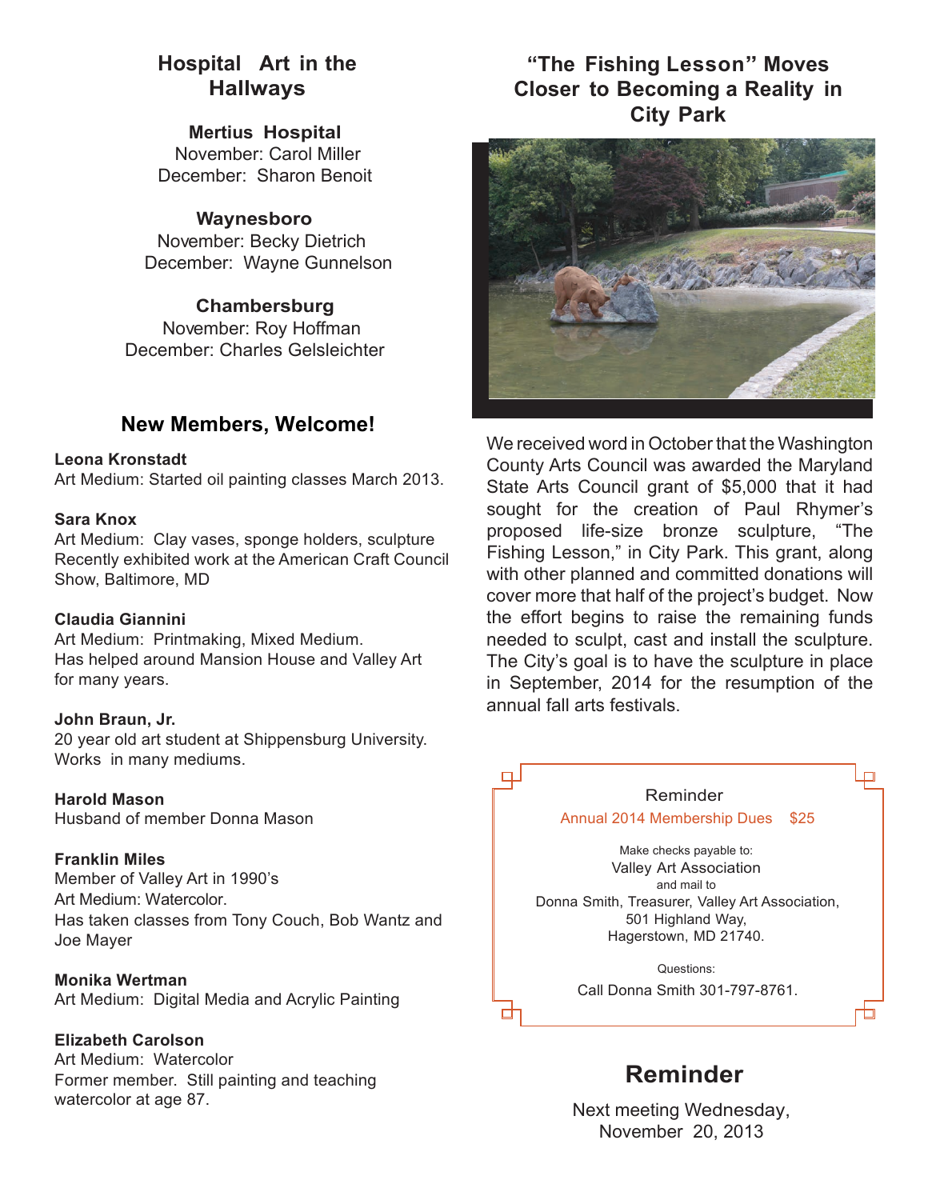## Hospital Art in the Hallways

**Mertius Hospital**
November: Carol Miller
December: Sharon Benoit

**Waynesboro**
November: Becky Dietrich
December: Wayne Gunnelson

**Chambersburg**
November: Roy Hoffman
December: Charles Gelsleichter

## New Members, Welcome!

**Leona Kronstadt**
Art Medium: Started oil painting classes March 2013.

**Sara Knox**
Art Medium: Clay vases, sponge holders, sculpture
Recently exhibited work at the American Craft Council Show, Baltimore, MD

**Claudia Giannini**
Art Medium: Printmaking, Mixed Medium.
Has helped around Mansion House and Valley Art for many years.

**John Braun, Jr.**
20 year old art student at Shippensburg University.
Works in many mediums.

**Harold Mason**
Husband of member Donna Mason

**Franklin Miles**
Member of Valley Art in 1990's
Art Medium: Watercolor.
Has taken classes from Tony Couch, Bob Wantz and Joe Mayer

**Monika Wertman**
Art Medium: Digital Media and Acrylic Painting

**Elizabeth Carolson**
Art Medium: Watercolor
Former member. Still painting and teaching watercolor at age 87.

## "The Fishing Lesson" Moves Closer to Becoming a Reality in City Park

We received word in October that the Washington County Arts Council was awarded the Maryland State Arts Council grant of $5,000 that it had sought for the creation of Paul Rhymer's proposed life-size bronze sculpture, "The Fishing Lesson," in City Park. This grant, along with other planned and committed donations will cover more that half of the project's budget. Now the effort begins to raise the remaining funds needed to sculpt, cast and install the sculpture. The City's goal is to have the sculpture in place in September, 2014 for the resumption of the annual fall arts festivals.

Reminder

Annual 2014 Membership Dues $25

Make checks payable to:
Valley Art Association
and mail to
Donna Smith, Treasurer, Valley Art Association,
501 Highland Way,
Hagerstown, MD 21740.

Questions:
Call Donna Smith 301-797-8761.

## Reminder

Next meeting Wednesday, November 20, 2013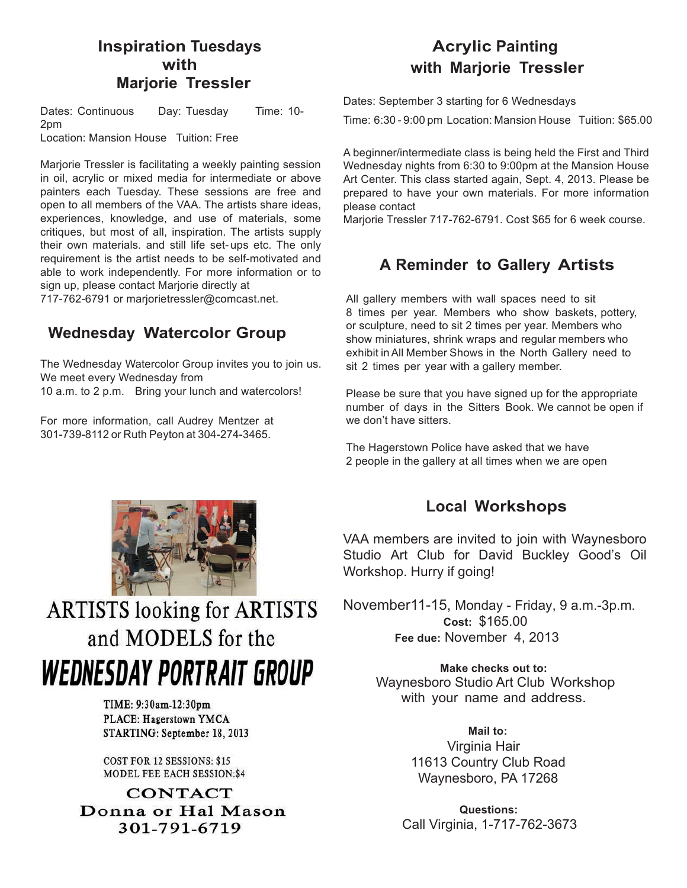## Inspiration Tuesdays with Marjorie Tressler

Dates: Continuous Day: Tuesday Time: 10-2pm
Location: Mansion House Tuition: Free

Marjorie Tressler is facilitating a weekly painting session in oil, acrylic or mixed media for intermediate or above painters each Tuesday. These sessions are free and open to all members of the VAA. The artists share ideas, experiences, knowledge, and use of materials, some critiques, but most of all, inspiration. The artists supply their own materials. and still life set-ups etc. The only requirement is the artist needs to be self-motivated and able to work independently. For more information or to sign up, please contact Marjorie directly at 717-762-6791 or marjorietressler@comcast.net.

## Wednesday Watercolor Group

The Wednesday Watercolor Group invites you to join us. We meet every Wednesday from 10 a.m. to 2 p.m. Bring your lunch and watercolors!

For more information, call Audrey Mentzer at 301-739-8112 or Ruth Peyton at 304-274-3465.

ARTISTS looking for ARTISTS and MODELS for the

# WEDNESDAY PORTRAIT GROUP

TIME: 9:30am-12:30pm
PLACE: Hagerstown YMCA
STARTING: September 18, 2013

COST FOR 12 SESSIONS: $15
MODEL FEE EACH SESSION: $4

**CONTACT**
**Donna or Hal Mason**
**301-791-6719**

## Acrylic Painting with Marjorie Tressler

Dates: September 3 starting for 6 Wednesdays

Time: 6:30 - 9:00 pm Location: Mansion House Tuition: $65.00

A beginner/intermediate class is being held the First and Third Wednesday nights from 6:30 to 9:00pm at the Mansion House Art Center. This class started again, Sept. 4, 2013. Please be prepared to have your own materials. For more information please contact
Marjorie Tressler 717-762-6791. Cost $65 for 6 week course.

## A Reminder to Gallery Artists

All gallery members with wall spaces need to sit 8 times per year. Members who show baskets, pottery, or sculpture, need to sit 2 times per year. Members who show miniatures, shrink wraps and regular members who exhibit in All Member Shows in the North Gallery need to sit 2 times per year with a gallery member.

Please be sure that you have signed up for the appropriate number of days in the Sitters Book. We cannot be open if we don't have sitters.

The Hagerstown Police have asked that we have 2 people in the gallery at all times when we are open

## Local Workshops

VAA members are invited to join with Waynesboro Studio Art Club for David Buckley Good's Oil Workshop. Hurry if going!

November11-15, Monday - Friday, 9 a.m.-3p.m.
**Cost:** $165.00
**Fee due:** November 4, 2013

**Make checks out to:**
Waynesboro Studio Art Club Workshop with your name and address.

**Mail to:**
Virginia Hair
11613 Country Club Road
Waynesboro, PA 17268

**Questions:**
Call Virginia, 1-717-762-3673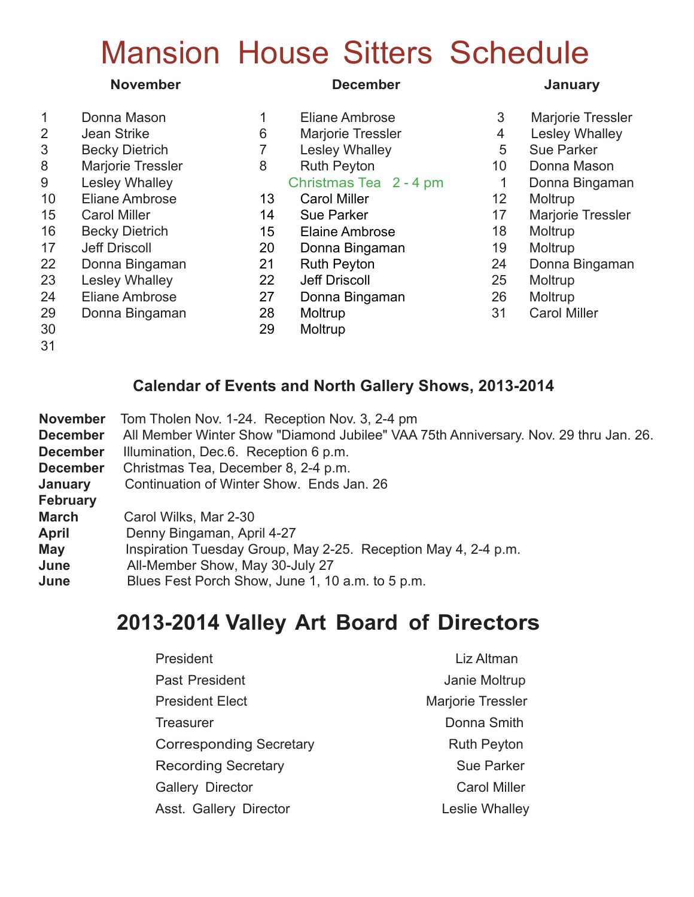# Mansion House Sitters Schedule

### November

| | |
|---|---|
| 1 | Donna Mason |
| 2 | Jean Strike |
| 3 | Becky Dietrich |
| 8 | Marjorie Tressler |
| 9 | Lesley Whalley |
| 10 | Eliane Ambrose |
| 15 | Carol Miller |
| 16 | Becky Dietrich |
| 17 | Jeff Driscoll |
| 22 | Donna Bingaman |
| 23 | Lesley Whalley |
| 24 | Eliane Ambrose |
| 29 | Donna Bingaman |
| 30 | |
| 31 | |

### December

| | |
|---|---|
| 1 | Eliane Ambrose |
| 6 | Marjorie Tressler |
| 7 | Lesley Whalley |
| 8 | Ruth Peyton |
| | Christmas Tea 2 - 4 pm |
| 13 | Carol Miller |
| 14 | Sue Parker |
| 15 | Elaine Ambrose |
| 20 | Donna Bingaman |
| 21 | Ruth Peyton |
| 22 | Jeff Driscoll |
| 27 | Donna Bingaman |
| 28 | Moltrup |
| 29 | Moltrup |

### January

| | |
|---|---|
| 3 | Marjorie Tressler |
| 4 | Lesley Whalley |
| 5 | Sue Parker |
| 10 | Donna Mason |
| 1 | Donna Bingaman |
| 12 | Moltrup |
| 17 | Marjorie Tressler |
| 18 | Moltrup |
| 19 | Moltrup |
| 24 | Donna Bingaman |
| 25 | Moltrup |
| 26 | Moltrup |
| 31 | Carol Miller |

### Calendar of Events and North Gallery Shows, 2013-2014

**November** Tom Tholen Nov. 1-24. Reception Nov. 3, 2-4 pm
**December** All Member Winter Show "Diamond Jubilee" VAA 75th Anniversary. Nov. 29 thru Jan. 26.
**December** Illumination, Dec.6. Reception 6 p.m.
**December** Christmas Tea, December 8, 2-4 p.m.
**January** Continuation of Winter Show. Ends Jan. 26
**February**
**March** Carol Wilks, Mar 2-30
**April** Denny Bingaman, April 4-27
**May** Inspiration Tuesday Group, May 2-25. Reception May 4, 2-4 p.m.
**June** All-Member Show, May 30-July 27
**June** Blues Fest Porch Show, June 1, 10 a.m. to 5 p.m.

## 2013-2014 Valley Art Board of Directors

| | |
|---|---|
| President | Liz Altman |
| Past President | Janie Moltrup |
| President Elect | Marjorie Tressler |
| Treasurer | Donna Smith |
| Corresponding Secretary | Ruth Peyton |
| Recording Secretary | Sue Parker |
| Gallery Director | Carol Miller |
| Asst. Gallery Director | Leslie Whalley |